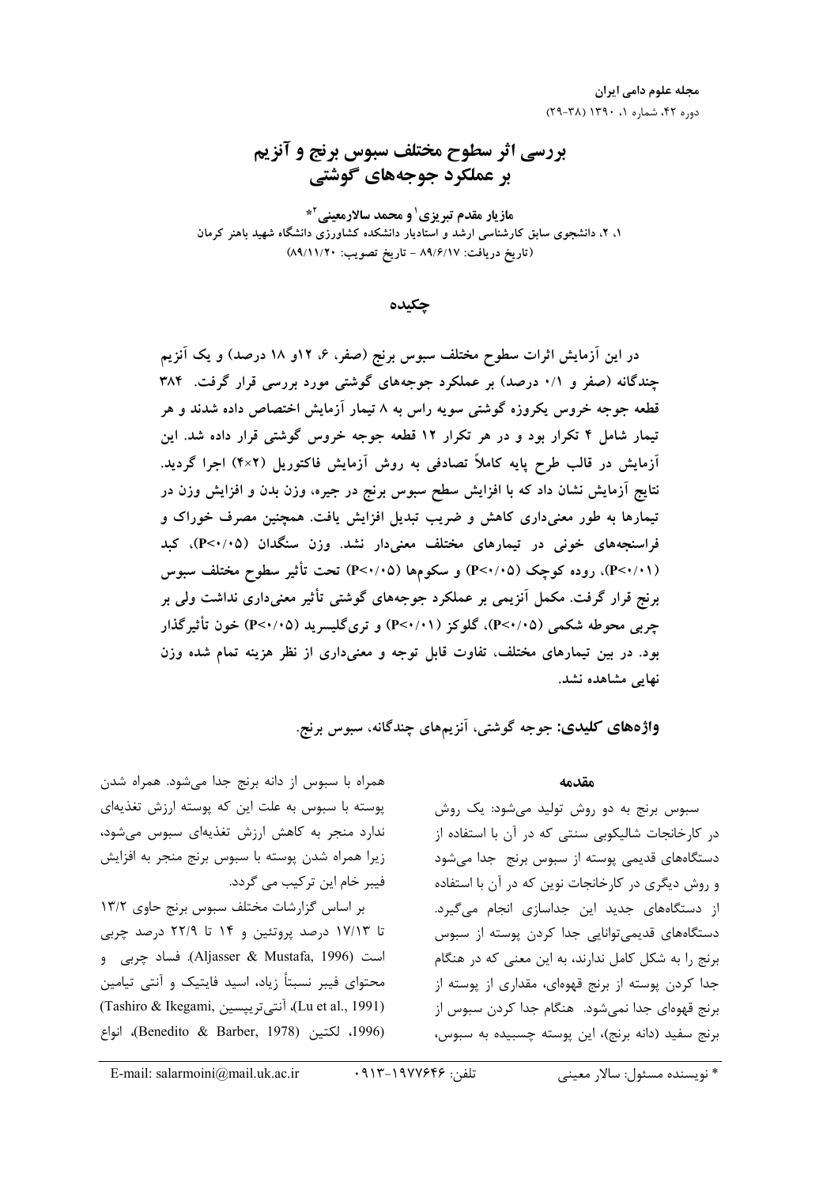# بررسی اثر سطوح مختلف سبوس برنج و آنزیم بر عملکرد جوجه‌های گوشتی

**مازیار مقدم تبریزی[1] و محمد سالارمعینی[2]***

۱، ۲، دانشجوی سابق کارشناسی ارشد و استادیار دانشکده کشاورزی دانشگاه شهید باهنر کرمان

(تاریخ دریافت: ۸۹/۶/۱۷ - تاریخ تصویب: ۸۹/۱۱/۲۰)

## چکیده

**در این آزمایش اثرات سطوح مختلف سبوس برنج (صفر، ۶، ۱۲و ۱۸ درصد) و یک آنزیم چندگانه (صفر و ۰/۱ درصد) بر عملکرد جوجه‌های گوشتی مورد بررسی قرار گرفت. ۳۸۴ قطعه جوجه خروس یکروزه گوشتی سویه راس به ۸ تیمار آزمایش اختصاص داده شدند و هر تیمار شامل ۴ تکرار بود و در هر تکرار ۱۲ قطعه جوجه خروس گوشتی قرار داده شد. این آزمایش در قالب طرح پایه کاملاً تصادفی به روش آزمایش فاکتوریل (۴×۲) اجرا گردید. نتایج آزمایش نشان داد که با افزایش سطح سبوس برنج در جیره، وزن بدن و افزایش وزن در تیمارها به طور معنی‌داری کاهش و ضریب تبدیل افزایش یافت. همچنین مصرف خوراک و فراسنجه‌های خونی در تیمارهای مختلف معنی‌دار نشد. وزن سنگدان ($P<0.05$)، کبد ($P<0.01$)، روده کوچک ($P<0.05$) و سکوم‌ها ($P<0.05$) تحت تأثیر سطوح مختلف سبوس برنج قرار گرفت. مکمل آنزیمی بر عملکرد جوجه‌های گوشتی تأثیر معنی‌داری نداشت ولی بر چربی محوطه شکمی ($P<0.05$)، گلوکز ($P<0.01$) و تری‌گلیسرید ($P<0.05$) خون تأثیرگذار بود. در بین تیمارهای مختلف، تفاوت قابل توجه و معنی‌داری از نظر هزینه تمام شده وزن نهایی مشاهده نشد.**

**واژه‌های کلیدی:** جوجه گوشتی، آنزیم‌های چندگانه، سبوس برنج.

### مقدمه

سبوس برنج به دو روش تولید می‌شود: یک روش در کارخانجات شالیکوبی سنتی که در آن با استفاده از دستگاه‌های قدیمی پوسته از سبوس برنج جدا می‌شود و روش دیگری در کارخانجات نوین که در آن با استفاده از دستگاه‌های جدید این جداسازی انجام می‌گیرد. دستگاه‌های قدیمی‌توانایی جدا کردن پوسته از سبوس برنج را به شکل کامل ندارند، به این معنی که در هنگام جدا کردن پوسته از برنج قهوه‌ای، مقداری از پوسته از برنج قهوه‌ای جدا نمی‌شود. هنگام جدا کردن سبوس از برنج سفید (دانه برنج)، این پوسته چسبیده به سبوس، همراه با سبوس از دانه برنج جدا می‌شود. همراه شدن پوسته با سبوس به علت این که پوسته ارزش تغذیه‌ای ندارد منجر به کاهش ارزش تغذیه‌ای سبوس می‌شود، زیرا همراه شدن پوسته با سبوس برنج منجر به افزایش فیبر خام این ترکیب می گردد.

بر اساس گزارشات مختلف سبوس برنج حاوی ۱۳/۲ تا ۱۷/۱۳ درصد پروتئین و ۱۴ تا ۲۲/۹ درصد چربی است (Aljasser & Mustafa, 1996). فساد چربی و محتوای فیبر نسبتاً زیاد، اسید فایتیک و آنتی تیامین (Lu et al., 1991)، آنتی‌تریپسین (Tashiro & Ikegami, 1996)، لکتین (Benedito & Barber, 1978)، انواع

* نویسنده مسئول: سالار معینی     تلفن: ۰۹۱۳-۱۹۷۷۶۴۶     E-mail: salarmoini@mail.uk.ac.ir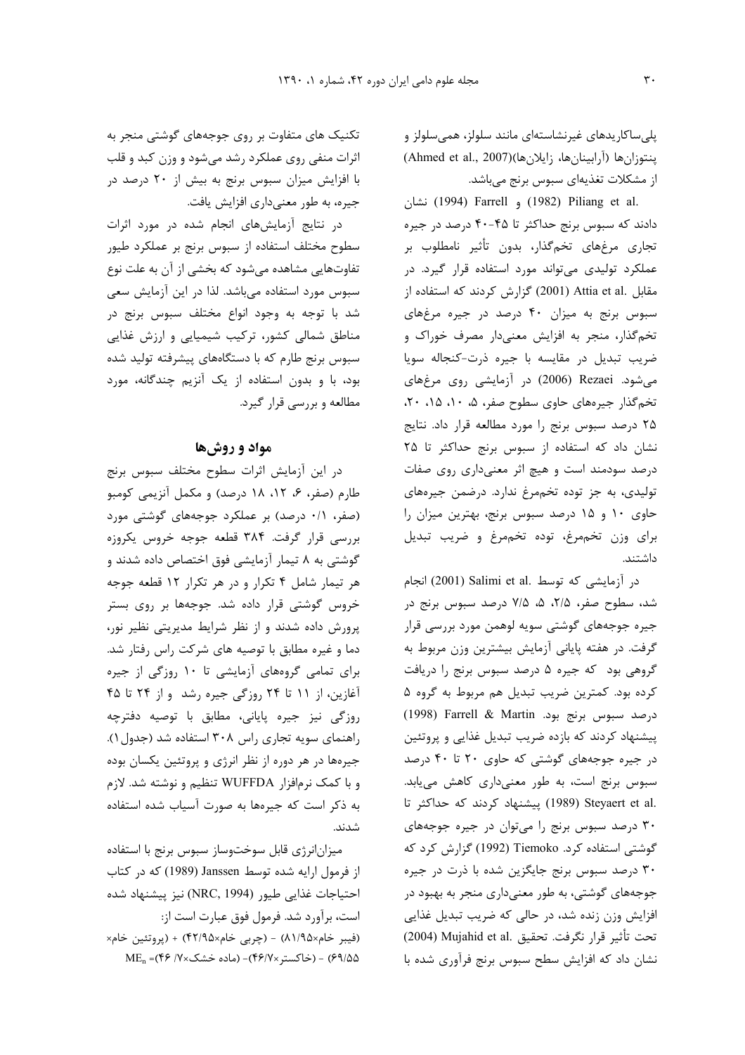پلی‌ساکاریدهای غیرنشاسته‌ای مانند سلولز، همی‌سلولز و پنتوزان‌ها (آرابینان‌ها، زایلان‌ها)(Ahmed et al., 2007) از مشکلات تغذیه‌ای سبوس برنج می‌باشد.

Piliang et al. (1982) و Farrell (1994) نشان دادند که سبوس برنج حداکثر تا ۴۵-۴۰ درصد در جیره تجاری مرغهای تخم‌گذار، بدون تأثیر نامطلوب بر عملکرد تولیدی می‌تواند مورد استفاده قرار گیرد. در مقابل Attia et al. (2001) گزارش کردند که استفاده از سبوس برنج به میزان ۴۰ درصد در جیره مرغهای تخم‌گذار، منجر به افزایش معنی‌دار مصرف خوراک و ضریب تبدیل در مقایسه با جیره ذرت-کنجاله سویا می‌شود. Rezaei (2006) در آزمایشی روی مرغهای تخم‌گذار جیره‌های حاوی سطوح صفر، ۵، ۱۰، ۱۵، ۲۰، ۲۵ درصد سبوس برنج را مورد مطالعه قرار داد. نتایج نشان داد که استفاده از سبوس برنج حداکثر تا ۲۵ درصد سودمند است و هیچ اثر معنی‌داری روی صفات تولیدی، به جز توده تخم‌مرغ ندارد. درضمن جیره‌های حاوی ۱۰ و ۱۵ درصد سبوس برنج، بهترین میزان را برای وزن تخم‌مرغ، توده تخم‌مرغ و ضریب تبدیل داشتند.

در آزمایشی که توسط Salimi et al. (2001) انجام شد، سطوح صفر، ۲/۵، ۵، ۷/۵ درصد سبوس برنج در جیره جوجه‌های گوشتی سویه لوهمن مورد بررسی قرار گرفت. در هفته پایانی آزمایش بیشترین وزن مربوط به گروهی بود که جیره ۵ درصد سبوس برنج را دریافت کرده بود. کمترین ضریب تبدیل هم مربوط به گروه ۵ درصد سبوس برنج بود. Farrell & Martin (1998) پیشنهاد کردند که بازده ضریب تبدیل غذایی و پروتئین در جیره جوجه‌های گوشتی که حاوی ۲۰ تا ۴۰ درصد سبوس برنج است، به طور معنی‌داری کاهش می‌یابد. Steyaert et al. (1989) پیشنهاد کردند که حداکثر تا ۳۰ درصد سبوس برنج را می‌توان در جیره جوجه‌های گوشتی استفاده کرد. Tiemoko (1992) گزارش کرد که ۳۰ درصد سبوس برنج جایگزین شده با ذرت در جیره جوجه‌های گوشتی، به طور معنی‌داری منجر به بهبود در افزایش وزن زنده شد، در حالی که ضریب تبدیل غذایی تحت تأثیر قرار نگرفت. تحقیق Mujahid et al. (2004) نشان داد که افزایش سطح سبوس برنج فرآوری شده با تکنیک های متفاوت بر روی جوجه‌های گوشتی منجر به اثرات منفی روی عملکرد رشد می‌شود و وزن کبد و قلب با افزایش میزان سبوس برنج به بیش از ۲۰ درصد در جیره، به طور معنی‌داری افزایش یافت.

در نتایج آزمایش‌های انجام شده در مورد اثرات سطوح مختلف استفاده از سبوس برنج بر عملکرد طیور تفاوت‌هایی مشاهده می‌شود که بخشی از آن به علت نوع سبوس مورد استفاده می‌باشد. لذا در این آزمایش سعی شد با توجه به وجود انواع مختلف سبوس برنج در مناطق شمالی کشور، ترکیب شیمیایی و ارزش غذایی سبوس برنج طارم که با دستگاه‌های پیشرفته تولید شده بود، با و بدون استفاده از یک آنزیم چندگانه، مورد مطالعه و بررسی قرار گیرد.

## مواد و روش‌ها

در این آزمایش اثرات سطوح مختلف سبوس برنج طارم (صفر، ۶، ۱۲، ۱۸ درصد) و مکمل آنزیمی کومبو (صفر، ۰/۱ درصد) بر عملکرد جوجه‌های گوشتی مورد بررسی قرار گرفت. ۳۸۴ قطعه جوجه خروس یکروزه گوشتی به ۸ تیمار آزمایشی فوق اختصاص داده شدند و هر تیمار شامل ۴ تکرار و در هر تکرار ۱۲ قطعه جوجه خروس گوشتی قرار داده شد. جوجه‌ها بر روی بستر پرورش داده شدند و از نظر شرایط مدیریتی نظیر نور، دما و غیره مطابق با توصیه های شرکت راس رفتار شد. برای تمامی گروه‌های آزمایشی تا ۱۰ روزگی از جیره آغازین، از ۱۱ تا ۲۴ روزگی جیره رشد و از ۲۴ تا ۴۵ روزگی نیز جیره پایانی، مطابق با توصیه دفترچه راهنمای سویه تجاری راس ۳۰۸ استفاده شد (جدول ۱). جیره‌ها در هر دوره از نظر انرژی و پروتئین یکسان بوده و با کمک نرم‌افزار WUFFDA تنظیم و نوشته شد. لازم به ذکر است که جیره‌ها به صورت آسیاب شده استفاده شدند.

میزان‌انرژی قابل سوخت‌وساز سبوس برنج با استفاده از فرمول ارایه شده توسط Janssen (1989) که در کتاب احتیاجات غذایی طیور (NRC, 1994) نیز پیشنهاد شده است، برآورد شد. فرمول فوق عبارت است از:

(فیبر خام×۸۱/۹۵) - (چربی خام×۴۲/۹۵) + (پروتئین خام× ۶۹/۵۵) - (خاکستر×۴۶/۷)- (ماده خشک×۷/ ۴۶)= $ME_n$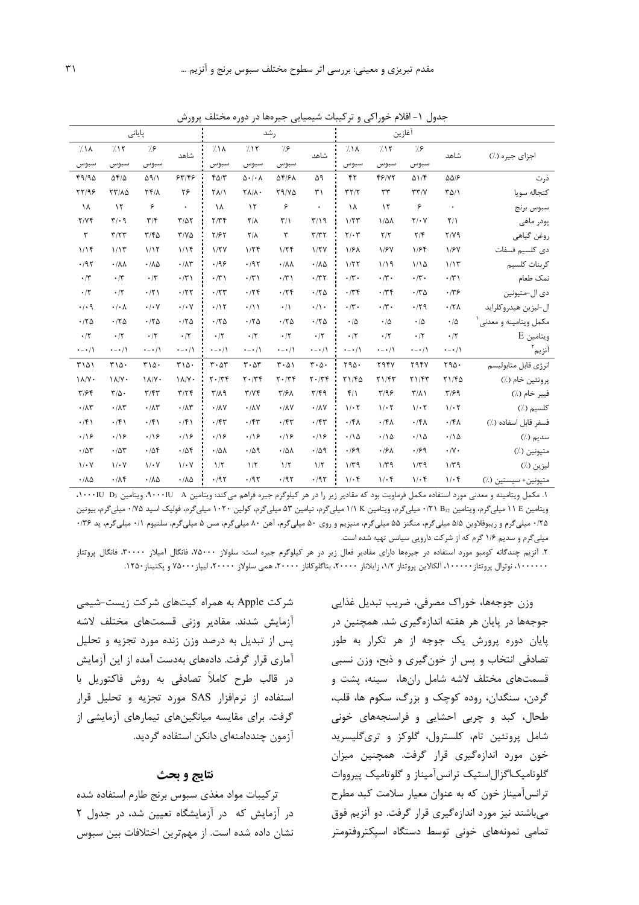جدول ۱- اقلام خوراکی و ترکیبات شیمیایی جیره‌ها در دوره مختلف پرورش

| اجزای جیره (٪) | آغازین | | | | رشد | | | | پایانی | | | |
|---|---|---|---|---|---|---|---|---|---|---|---|---|
| | شاهد | ٪۶ سبوس | ٪۱۲ سبوس | ٪۱۸ سبوس | شاهد | ٪۶ سبوس | ٪۱۲ سبوس | ٪۱۸ سبوس | شاهد | ٪۶ سبوس | ٪۱۲ سبوس | ٪۱۸ سبوس |
| ذرت | ۵۵/۶ | ۵۱/۴ | ۴۶/۷۲ | ۴۲ | ۵۹ | ۵۴/۶۸ | ۵۰/۰۸ | ۴۵/۳ | ۶۳/۴۶ | ۵۹/۱ | ۵۴/۵ | ۴۹/۹۵ |
| کنجاله سویا | ۳۵/۱ | ۳۳/۷ | ۳۳ | ۳۲/۲ | ۳۱ | ۲۹/۷۵ | ۲۸/۸۰ | ۲۸/۱ | ۲۶ | ۲۴/۸ | ۲۳/۸۵ | ۲۲/۹۶ |
| سبوس برنج | ۰ | ۶ | ۱۲ | ۱۸ | ۰ | ۶ | ۱۲ | ۱۸ | ۰ | ۶ | ۱۲ | ۱۸ |
| پودر ماهی | ۲/۱ | ۲/۰۷ | ۱/۵۸ | ۱/۲۳ | ۳/۱۹ | ۳/۱ | ۲/۸ | ۲/۳۴ | ۳/۵۲ | ۳/۴ | ۳/۰۹ | ۲/۷۴ |
| روغن گیاهی | ۲/۷۹ | ۲/۴ | ۲/۲ | ۲/۰۳ | ۳/۳۲ | ۳ | ۲/۸ | ۲/۶۲ | ۳/۷۵ | ۳/۴۵ | ۳/۲۳ | ۳ |
| دی کلسیم فسفات | ۱/۶۷ | ۱/۶۴ | ۱/۶۷ | ۱/۶۸ | ۱/۲۷ | ۱/۲۴ | ۱/۲۴ | ۱/۲۷ | ۱/۱۴ | ۱/۱۲ | ۱/۱۳ | ۱/۱۴ |
| کربنات کلسیم | ۱/۱۳ | ۱/۱۵ | ۱/۱۹ | ۱/۲۲ | ۰/۸۵ | ۰/۸۸ | ۰/۹۲ | ۰/۹۶ | ۰/۸۳ | ۰/۸۵ | ۰/۸۸ | ۰/۹۲ |
| نمک طعام | ۰/۳۱ | ۰/۳۰ | ۰/۳۰ | ۰/۳۰ | ۰/۳۲ | ۰/۳۱ | ۰/۳۱ | ۰/۳۱ | ۰/۳۱ | ۰/۳ | ۰/۳ | ۰/۳ |
| دی ال-متیونین | ۰/۳۶ | ۰/۳۵ | ۰/۳۴ | ۰/۳۴ | ۰/۲۵ | ۰/۲۴ | ۰/۲۴ | ۰/۲۳ | ۰/۲۲ | ۰/۲۱ | ۰/۲ | ۰/۲ |
| ال-لیزین هیدروکلراید | ۰/۲۸ | ۰/۲۹ | ۰/۳۰ | ۰/۳۰ | ۰/۱۰ | ۰/۱ | ۰/۱۱ | ۰/۱۲ | ۰/۰۷ | ۰/۰۷ | ۰/۰۸ | ۰/۰۹ |
| مکمل ویتامینه و معدنی[1] | ۰/۵ | ۰/۵ | ۰/۵ | ۰/۵ | ۰/۲۵ | ۰/۲۵ | ۰/۲۵ | ۰/۲۵ | ۰/۲۵ | ۰/۲۵ | ۰/۲۵ | ۰/۲۵ |
| ویتامین E | ۰/۲ | ۰/۲ | ۰/۲ | ۰/۲ | ۰/۲ | ۰/۲ | ۰/۲ | ۰/۲ | ۰/۲ | ۰/۲ | ۰/۲ | ۰/۲ |
| آنزیم[2] | ۰/۰۰۱ | ۰/۰۰۱ | ۰/۰۰۱ | ۰/۰۰۱ | ۰/۰۰۱ | ۰/۰۰۱ | ۰/۰۰۱ | ۰/۰۰۱ | ۰/۰۰۱ | ۰/۰۰۱ | ۰/۰۰۱ | ۰/۰۰۱ |
| انرژی قابل متابولیسم | ۲۹۵۰ | ۲۹۴۷ | ۲۹۴۷ | ۲۹۵۰ | ۳۰۵۰ | ۳۰۵۱ | ۳۰۵۳ | ۳۰۵۳ | ۳۱۵۰ | ۳۱۵۰ | ۳۱۵۰ | ۳۱۵۱ |
| پروتئین خام (٪) | ۲۱/۴۵ | ۲۱/۴۳ | ۲۱/۴۳ | ۲۱/۴۵ | ۲۰/۳۴ | ۲۰/۳۴ | ۲۰/۳۴ | ۲۰/۳۴ | ۱۸/۷۰ | ۱۸/۷۰ | ۱۸/۷۰ | ۱۸/۷۰ |
| فیبر خام (٪) | ۳/۶۹ | ۳/۸۱ | ۳/۹۶ | ۴/۱ | ۳/۴۹ | ۳/۶۸ | ۳/۷۴ | ۳/۸۹ | ۳/۶۴ | ۳/۴۳ | ۳/۵۰ | ۳/۶۴ |
| کلسیم (٪) | ۱/۰۲ | ۱/۰۲ | ۱/۰۲ | ۱/۰۲ | ۰/۸۷ | ۰/۸۷ | ۰/۸۷ | ۰/۸۷ | ۰/۸۳ | ۰/۸۳ | ۰/۸۳ | ۰/۸۳ |
| فسفر قابل استفاده (٪) | ۰/۴۸ | ۰/۴۸ | ۰/۴۸ | ۰/۴۸ | ۰/۴۳ | ۰/۴۳ | ۰/۴۳ | ۰/۴۳ | ۰/۴۱ | ۰/۴۱ | ۰/۴۱ | ۰/۴۱ |
| سدیم (٪) | ۰/۱۵ | ۰/۱۵ | ۰/۱۵ | ۰/۱۵ | ۰/۱۶ | ۰/۱۶ | ۰/۱۶ | ۰/۱۶ | ۰/۱۶ | ۰/۱۶ | ۰/۱۶ | ۰/۱۶ |
| متیونین (٪) | ۰/۷۰ | ۰/۶۹ | ۰/۶۸ | ۰/۶۹ | ۰/۵۹ | ۰/۵۸ | ۰/۵۹ | ۰/۵۸ | ۰/۵۴ | ۰/۵۴ | ۰/۵۳ | ۰/۵۳ |
| لیزین (٪) | ۱/۳۹ | ۱/۳۹ | ۱/۳۹ | ۱/۳۹ | ۱/۲ | ۱/۲ | ۱/۲ | ۱/۲ | ۱/۰۷ | ۱/۰۷ | ۱/۰۷ | ۱/۰۷ |
| متیونین+ سیستین (٪) | ۱/۰۴ | ۱/۰۴ | ۱/۰۴ | ۱/۰۴ | ۰/۹۲ | ۰/۹۲ | ۰/۹۲ | ۰/۹۲ | ۰/۸۵ | ۰/۸۵ | ۰/۸۴ | ۰/۸۵ |

۱. مکمل ویتامینه و معدنی مورد استفاده مکمل فرماویت بود که مقادیر زیر را در هر کیلوگرم جیره فراهم می‌کند: ویتامین A ۹۰۰۰IU، ویتامین $D_3$ ۱۰۰۰IU، ویتامین E ۱۱ میلی‌گرم، ویتامین $B_{12}$ ۰/۲۱ میلی‌گرم، ویتامین K ۱/۱ میلی‌گرم، تیامین ۵۳ میلی‌گرم، کولین ۱۰۲۰ میلی‌گرم، فولیک اسید ۰/۷۵ میلی‌گرم، بیوتین ۰/۲۵ میلی‌گرم و ریبوفلاوین ۵/۵ میلی‌گرم، منگنز ۵۵ میلی‌گرم، منیزیم و روی ۵۰ میلی‌گرم، آهن ۸۰ میلی‌گرم، مس ۵ میلی‌گرم، سلنیوم ۰/۱ میلی‌گرم، ید ۰/۳۶ میلی‌گرم و سدیم ۱/۶ گرم که از شرکت دارویی سیانس تهیه شده است.

۲. آنزیم چندگانه کومبو مورد استفاده در جیره‌ها دارای مقادیر فعال زیر در هر کیلوگرم جیره است: سلولاز ۷۵۰۰۰، فانگال آمیلاز ۳۰۰۰۰، فانگال پروتئاز ۱۰۰۰۰۰، نوترال پروتئاز ۱۰۰۰۰۰، آلکالاین پروتئاز ۱/۲، زایلاناز ۲۰۰۰۰، بتاگلوکاناز ۲۰۰۰۰، همی سلولاز ۲۰۰۰۰، لیپاز ۷۵۰۰۰ و پکتیناز ۱۲۵۰.

وزن جوجه‌ها، خوراک مصرفی، ضریب تبدیل غذایی جوجه‌ها در پایان هر هفته اندازه‌گیری شد. همچنین در پایان دوره پرورش یک جوجه از هر تکرار به طور تصادفی انتخاب و پس از خون‌گیری و ذبح، وزن نسبی قسمت‌های مختلف لاشه شامل ران‌ها، سینه، پشت و گردن، سنگدان، روده کوچک و بزرگ، سکوم ها، قلب، طحال، کبد و چربی احشایی و فراسنجه‌های خونی شامل پروتئین تام، کلسترول، گلوکز و تری‌گلیسرید خون مورد اندازه‌گیری قرار گرفت. همچنین میزان گلوتامیک‌اگزال‌استیک ترانس‌آمیناز و گلوتامیک پیرووات ترانس‌آمیناز خون که به عنوان معیار سلامت کبد مطرح می‌باشند نیز مورد اندازه‌گیری قرار گرفت. دو آنزیم فوق تمامی نمونه‌های خونی توسط دستگاه اسپکتروفتومتر شرکت Apple به همراه کیت‌های شرکت زیست-شیمی آزمایش شدند. مقادیر وزنی قسمت‌های مختلف لاشه پس از تبدیل به درصد وزن زنده مورد تجزیه و تحلیل آماری قرار گرفت. داده‌های به‌دست آمده از این آزمایش در قالب طرح کاملاً تصادفی به روش فاکتوریل با استفاده از نرم‌افزار SAS مورد تجزیه و تحلیل قرار گرفت. برای مقایسه میانگین‌های تیمارهای آزمایشی از آزمون چنددامنه‌ای دانکن استفاده گردید.

## نتایج و بحث

ترکیبات مواد مغذی سبوس برنج طارم استفاده شده در آزمایش که در آزمایشگاه تعیین شد، در جدول ۲ نشان داده شده است. از مهم‌ترین اختلافات بین سبوس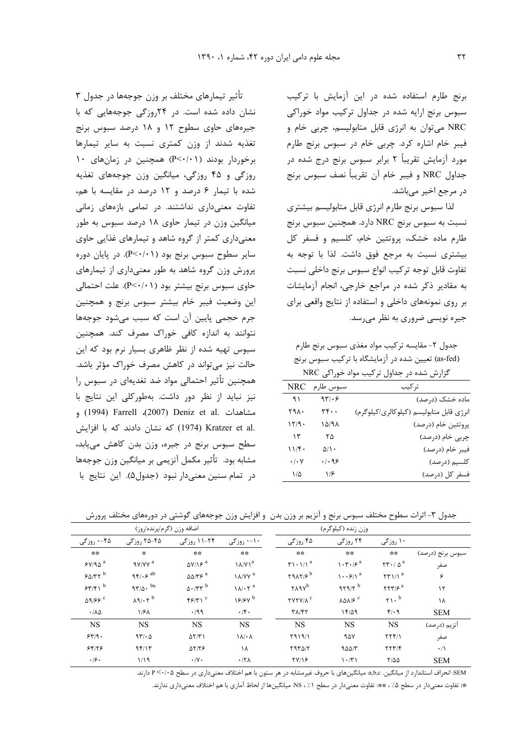برنج طارم استفاده شده در این آزمایش با ترکیب سبوس برنج ارایه شده در جداول ترکیب مواد خوراکی NRC می‌توان به انرژی قابل متابولیسم، چربی خام و فیبر خام اشاره کرد. چربی خام در سبوس برنج طارم مورد آزمایش تقریباً ۲ برابر سبوس برنج درج شده در جداول NRC و فیبر خام آن تقریباً نصف سبوس برنج در مرجع اخیر می‌باشد.

لذا سبوس برنج طارم انرژی قابل متابولیسم بیشتری نسبت به سبوس برنج NRC دارد. همچنین سبوس برنج طارم ماده خشک، پروتئین خام، کلسیم و فسفر کل بیشتری نسبت به مرجع فوق داشت. لذا با توجه به تفاوت قابل توجه ترکیب انواع سبوس برنج داخلی نسبت به مقادیر ذکر شده در مراجع خارجی، انجام آزمایشات بر روی نمونه‌های داخلی و استفاده از نتایج واقعی برای جیره نویسی ضروری به نظر می‌رسد.

جدول ۲- مقایسه ترکیب مواد مغذی سبوس برنج طارم (as-fed) تعیین شده در آزمایشگاه با ترکیب سبوس برنج گزارش شده در جداول ترکیب مواد خوراکی NRC

| ترکیب | سبوس طارم | NRC |
|---|---|---|
| ماده خشک (درصد) | ۹۳/۰۶ | ۹۱ |
| انرژی قابل متابولیسم (کیلوکالری/کیلوگرم) | ۳۴۰۰ | ۲۹۸۰ |
| پروتئین خام (درصد) | ۱۵/۹۸ | ۱۲/۹۰ |
| چربی خام (درصد) | ۲۵ | ۱۳ |
| فیبر خام (درصد) | ۵/۱۰ | ۱۱/۴۰ |
| کلسیم (درصد) | ۰/۰۹۶ | ۰/۰۷ |
| فسفر کل (درصد) | ۱/۶ | ۱/۵ |

تأثیر تیمارهای مختلف بر وزن جوجه‌ها در جدول ۳ نشان داده شده است. در ۲۴روزگی جوجه‌هایی که با جیره‌های حاوی سطوح ۱۲ و ۱۸ درصد سبوس برنج تغذیه شدند از وزن کمتری نسبت به سایر تیمارها برخوردار بودند (P<۰/۰۱) همچنین در زمان‌های ۱۰ روزگی و ۴۵ روزگی، میانگین وزن جوجه‌های تغذیه شده با تیمار ۶ درصد و ۱۲ درصد در مقایسه با هم، تفاوت معنی‌داری نداشتند. در تمامی بازه‌های زمانی میانگین وزن در تیمار حاوی ۱۸ درصد سبوس به طور معنی‌داری کمتر از گروه شاهد و تیمارهای غذایی حاوی سایر سطوح سبوس برنج بود (P<۰/۰۱). در پایان دوره پرورش وزن گروه شاهد به طور معنی‌داری از تیمارهای حاوی سبوس برنج بیشتر بود (P<۰/۰۱). علت احتمالی این وضعیت فیبر خام بیشتر سبوس برنج و همچنین جرم حجمی پایین آن است که سبب می‌شود جوجه‌ها نتوانند به اندازه کافی خوراک مصرف کند. همچنین سبوس تهیه شده از نظر ظاهری بسیار نرم بود که این حالت نیز می‌تواند در کاهش مصرف خوراک مؤثر باشد. همچنین تأثیر احتمالی مواد ضد تغذیه‌ای در سبوس را نیز نباید از نظر دور داشت. به‌طورکلی این نتایج با مشاهدات .Deniz et al (2007)، Farrell (1994) و .Kratzer et al (1974) که نشان دادند که با افزایش سطح سبوس برنج در جیره، وزن بدن کاهش می‌یابد، مشابه بود. تأثیر مکمل آنزیمی بر میانگین وزن جوجه‌ها در تمام سنین معنی‌دار نبود (جدول۵). این نتایج با

جدول ۳- اثرات سطوح مختلف سبوس برنج و آنزیم بر وزن بدن و افزایش وزن جوجه‌های گوشتی در دوره‌های مختلف پرورش

| | وزن زنده (کیلوگرم) | | | اضافه وزن (گرم/پرنده/روز) | | | |
|---|---|---|---|---|---|---|---|
| | ۱۰ روزگی | ۲۴ روزگی | ۴۵ روزگی | ۰-۱۰ روزگی | ۱۱-۲۴ روزگی | ۲۵-۴۵ روزگی | ۰-۴۵ روزگی |
| سبوس برنج (درصد) | ** | ** | ** | ** | ** | * | ** |
| صفر | ۲۳۰/۵ [a] | ۱۰۳۰/۶ [a] | ۳۱۰۱/۱ [a] | ۱۸/۷۱ [a] | ۵۷/۱۶ [a] | ۹۷/۷۷ [a] | ۶۷/۹۵ [a] |
| ۶ | ۲۳۱/۱ [a] | ۱۰۰۶/۱ [a] | ۲۹۸۲/۶ [b] | ۱۸/۷۷ [a] | ۵۵/۳۶ [a] | ۹۴/۰۶ [ab] | ۶۵/۳۲ [b] |
| ۱۲ | ۲۲۳/۶ [a] | ۹۲۹/۲ [b] | ۲۸۹۷ [b] | ۱۸/۰۲ [a] | ۵۰/۳۳ [b] | ۹۳/۵۰ [ba] | ۶۳/۴۱ [b] |
| ۱۸ | ۲۱۰ [b] | ۸۵۸/۶ [c] | ۲۷۲۵/۸ [c] | ۱۶/۶۷ [b] | ۴۶/۳۱ [c] | ۸۹/۰۲ [b] | ۵۹/۶۶ [c] |
| SEM | ۴/۰۹ | ۱۴/۵۹ | ۳۸/۴۲ | ۰/۴۰ | ۰/۹۹ | ۱/۶۸ | ۰/۸۵ |
| آنزیم (درصد) | NS | NS | NS | NS | NS | NS | NS |
| صفر | ۲۲۴/۱ | ۹۵۷ | ۲۹۱۹/۱ | ۱۸/۰۸ | ۵۲/۳۱ | ۹۳/۰۵ | ۶۳/۹۰ |
| ۰/۱ | ۲۲۳/۴ | ۹۵۵/۳ | ۲۹۳۵/۲ | ۱۸ | ۵۲/۲۶ | ۹۴/۱۳ | ۶۴/۲۶ |
| SEM | ۲/۵۵ | ۱۰/۳۱ | ۲۷/۱۶ | ۰/۲۸ | ۰/۷۰ | ۱/۱۹ | ۰/۶۰ |

SEM: انحراف استاندارد از میانگین. a,b,c: میانگین‌های با حروف غیرمشابه در هر ستون با هم اختلاف معنی‌داری در سطح P <۰/۰۵ دارند.

*: تفاوت معنی‌دار در سطح ۵٪ ، **: تفاوت معنی‌دار در سطح ۱٪ ، NS: میانگین‌ها از لحاظ آماری با هم اختلاف معنی‌داری ندارند.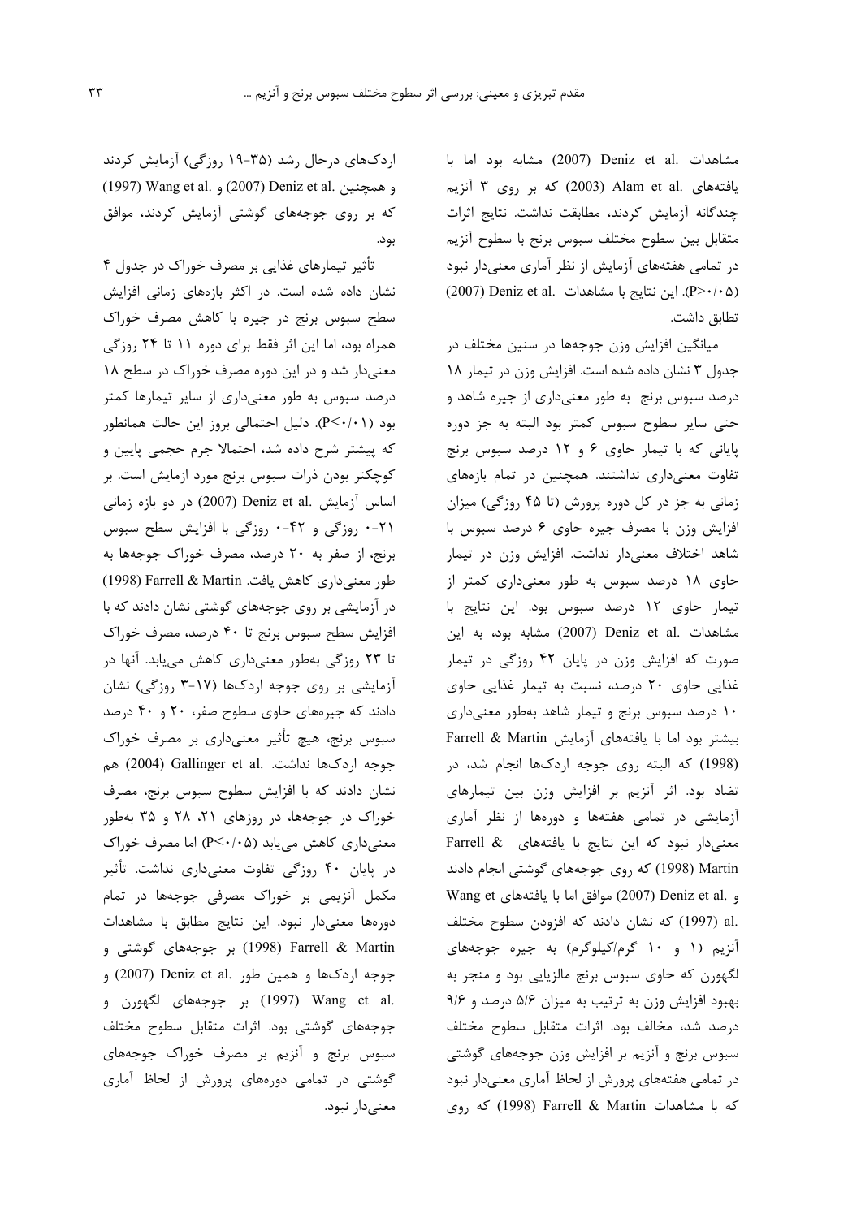مشاهدات Deniz et al. (2007) مشابه بود اما با یافته‌های Alam et al. (2003) که بر روی ۳ آنزیم چندگانه آزمایش کردند، مطابقت نداشت. نتایج اثرات متقابل بین سطوح مختلف سبوس برنج با سطوح آنزیم در تمامی هفته‌های آزمایش از نظر آماری معنی‌دار نبود ($P>0/05$). این نتایج با مشاهدات Deniz et al. (2007) تطابق داشت.

میانگین افزایش وزن جوجه‌ها در سنین مختلف در جدول ۳ نشان داده شده است. افزایش وزن در تیمار ۱۸ درصد سبوس برنج به طور معنی‌داری از جیره شاهد و حتی سایر سطوح سبوس کمتر بود البته به جز دوره پایانی که با تیمار حاوی ۶ و ۱۲ درصد سبوس برنج تفاوت معنی‌داری نداشتند. همچنین در تمام بازه‌های زمانی به جز در کل دوره پرورش (تا ۴۵ روزگی) میزان افزایش وزن با مصرف جیره حاوی ۶ درصد سبوس با شاهد اختلاف معنی‌دار نداشت. افزایش وزن در تیمار حاوی ۱۸ درصد سبوس به طور معنی‌داری کمتر از تیمار حاوی ۱۲ درصد سبوس بود. این نتایج با مشاهدات Deniz et al. (2007) مشابه بود، به این صورت که افزایش وزن در پایان ۴۲ روزگی در تیمار غذایی حاوی ۲۰ درصد، نسبت به تیمار غذایی حاوی ۱۰ درصد سبوس برنج و تیمار شاهد به‌طور معنی‌داری بیشتر بود اما با یافته‌های آزمایش Farrell & Martin (1998) که البته روی جوجه اردک‌ها انجام شد، در تضاد بود. اثر آنزیم بر افزایش وزن بین تیمارهای آزمایشی در تمامی هفته‌ها و دوره‌ها از نظر آماری معنی‌دار نبود که این نتایج با یافته‌های Farrell & Martin (1998) که روی جوجه‌های گوشتی انجام دادند و Deniz et al. (2007) موافق اما با یافته‌های Wang et al. (1997) که نشان دادند که افزودن سطوح مختلف آنزیم (۱ و ۱۰ گرم/کیلوگرم) به جیره جوجه‌های لگهورن که حاوی سبوس برنج مالزیایی بود و منجر به بهبود افزایش وزن به ترتیب به میزان ۵/۶ درصد و ۹/۶ درصد شد، مخالف بود. اثرات متقابل سطوح مختلف سبوس برنج و آنزیم بر افزایش وزن جوجه‌های گوشتی در تمامی هفته‌های پرورش از لحاظ آماری معنی‌دار نبود که با مشاهدات Farrell & Martin (1998) که روی اردک‌های درحال رشد (۳۵-۱۹ روزگی) آزمایش کردند و همچنین Deniz et al. (2007) و Wang et al. (1997) که بر روی جوجه‌های گوشتی آزمایش کردند، موافق بود.

تأثیر تیمارهای غذایی بر مصرف خوراک در جدول ۴ نشان داده شده است. در اکثر بازه‌های زمانی افزایش سطح سبوس برنج در جیره با کاهش مصرف خوراک همراه بود، اما این اثر فقط برای دوره ۱۱ تا ۲۴ روزگی معنی‌دار شد و در این دوره مصرف خوراک در سطح ۱۸ درصد سبوس به طور معنی‌داری از سایر تیمارها کمتر بود ($P<0/01$). دلیل احتمالی بروز این حالت همانطور که پیشتر شرح داده شد، احتمالا جرم حجمی پایین و کوچکتر بودن ذرات سبوس برنج مورد ازمایش است. بر اساس آزمایش Deniz et al. (2007) در دو بازه زمانی ۲۱-۰ روزگی و ۴۲-۰ روزگی با افزایش سطح سبوس برنج، از صفر به ۲۰ درصد، مصرف خوراک جوجه‌ها به طور معنی‌داری کاهش یافت. Farrell & Martin (1998) در آزمایشی بر روی جوجه‌های گوشتی نشان دادند که با افزایش سطح سبوس برنج تا ۴۰ درصد، مصرف خوراک تا ۲۳ روزگی به‌طور معنی‌داری کاهش می‌یابد. آنها در آزمایشی بر روی جوجه اردک‌ها (۱۷-۳ روزگی) نشان دادند که جیره‌های حاوی سطوح صفر، ۲۰ و ۴۰ درصد سبوس برنج، هیچ تأثیر معنی‌داری بر مصرف خوراک جوجه اردک‌ها نداشت. Gallinger et al. (2004) هم نشان دادند که با افزایش سطوح سبوس برنج، مصرف خوراک در جوجه‌ها، در روزهای ۲۱، ۲۸ و ۳۵ به‌طور معنی‌داری کاهش می‌یابد ($P<0/05$) اما مصرف خوراک در پایان ۴۰ روزگی تفاوت معنی‌داری نداشت. تأثیر مکمل آنزیمی بر خوراک مصرفی جوجه‌ها در تمام دوره‌ها معنی‌دار نبود. این نتایج مطابق با مشاهدات Farrell & Martin (1998) بر جوجه‌های گوشتی و جوجه اردک‌ها و همین طور Deniz et al. (2007) و Wang et al. (1997) بر جوجه‌های لگهورن و جوجه‌های گوشتی بود. اثرات متقابل سطوح مختلف سبوس برنج و آنزیم بر مصرف خوراک جوجه‌های گوشتی در تمامی دوره‌های پرورش از لحاظ آماری معنی‌دار نبود.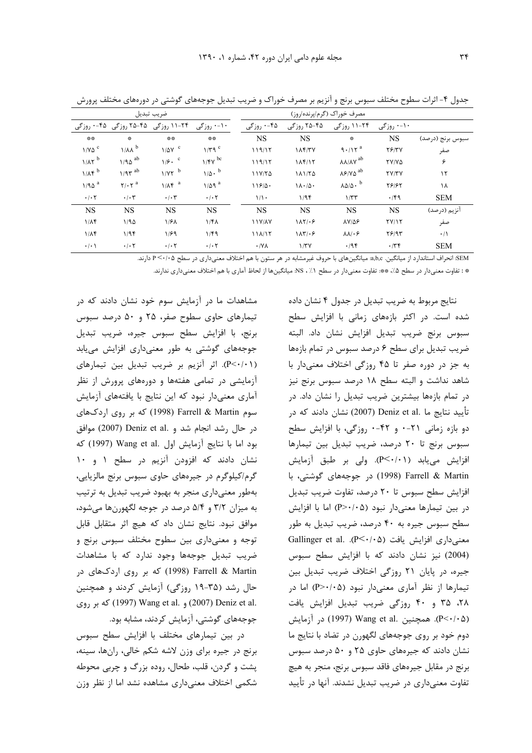جدول ۴- اثرات سطوح مختلف سبوس برنج و آنزیم بر مصرف خوراک و ضریب تبدیل جوجه‌های گوشتی در دوره‌های مختلف پرورش

| | مصرف خوراک (گرم/پرنده/روز) | | | | ضریب تبدیل | | | |
|---|---|---|---|---|---|---|---|---|
| | ۰-۱۰ روزگی | ۱۱-۲۴ روزگی | ۲۵-۴۵ روزگی | ۰-۴۵ روزگی | ۰-۱۰ روزگی | ۱۱-۲۴ روزگی | ۲۵-۴۵ روزگی | ۰-۴۵ روزگی |
| سبوس برنج (درصد) | NS | * | NS | NS | ** | ** | * | ** |
| صفر | ۲۶/۳۷ | ۹۰/۱۲ [a] | ۱۸۴/۳۷ | ۱۱۹/۱۲ | ۱/۳۹ [c] | ۱/۵۷ [c] | ۱/۸۸ [b] | ۱/۷۵ [c] |
| ۶ | ۲۷/۷۵ | ۸۸/۸۷ [ab] | ۱۸۴/۱۲ | ۱۱۹/۱۲ | ۱/۴۷ [bc] | ۱/۶۰ [c] | ۱/۹۵ [ab] | ۱/۸۲ [b] |
| ۱۲ | ۲۷/۳۷ | ۸۶/۷۵ [ab] | ۱۸۱/۲۵ | ۱۱۷/۲۵ | ۱/۵۰ [b] | ۱/۷۲ [b] | ۱/۹۳ [ab] | ۱/۸۴ [b] |
| ۱۸ | ۲۶/۶۲ | ۸۵/۵۰ [b] | ۱۸۰/۵۰ | ۱۱۶/۵۰ | ۱/۵۹ [a] | ۱/۸۴ [a] | ۲/۰۲ [a] | ۱/۹۵ [a] |
| SEM | ۰/۴۹ | ۱/۳۳ | ۱/۹۴ | ۱/۱۰ | ۰/۰۲ | ۰/۰۳ | ۰/۰۳ | ۰/۰۲ |
| آنزیم (درصد) | NS | NS | NS | NS | NS | NS | NS | NS |
| صفر | ۲۷/۱۲ | ۸۷/۵۶ | ۱۸۲/۰۶ | ۱۱۷/۸۷ | ۱/۴۸ | ۱/۶۸ | ۱/۹۵ | ۱/۸۴ |
| ۰/۱ | ۲۶/۹۳ | ۸۸/۰۶ | ۱۸۳/۰۶ | ۱۱۸/۱۲ | ۱/۴۹ | ۱/۶۹ | ۱/۹۴ | ۱/۸۴ |
| SEM | ۰/۳۴ | ۰/۹۴ | ۱/۳۷ | ۰/۷۸ | ۰/۰۲ | ۰/۰۲ | ۰/۰۲ | ۰/۰۱ |

SEM: انحراف استاندارد از میانگین. a,b,c: میانگین‌های با حروف غیرمشابه در هر ستون با هم اختلاف معنی‌داری در سطح P <۰/۰۵ دارند.

* : تفاوت معنی‌دار در سطح ۵٪، **: تفاوت معنی‌دار در سطح ۱٪ ، NS: میانگین‌ها از لحاظ آماری با هم اختلاف معنی‌داری ندارند.

نتایج مربوط به ضریب تبدیل در جدول ۴ نشان داده شده است. در اکثر بازه‌های زمانی با افزایش سطح سبوس برنج ضریب تبدیل افزایش نشان داد. البته ضریب تبدیل برای سطح ۶ درصد سبوس در تمام بازه‌ها به جز در دوره صفر تا ۴۵ روزگی اختلاف معنی‌دار با شاهد نداشت و البته سطح ۱۸ درصد سبوس برنج نیز در تمام بازه‌ها بیشترین ضریب تبدیل را نشان داد. در تأیید نتایج ما .Deniz et al (2007) نشان دادند که در دو بازه زمانی ۲۱-۰ و ۴۲-۰ روزگی، با افزایش سطح سبوس برنج تا ۲۰ درصد، ضریب تبدیل بین تیمارها افزایش می‌یابد (P<۰/۰۱). ولی بر طبق آزمایش Farrell & Martin (1998) در جوجه‌های گوشتی، با افزایش سطح سبوس تا ۲۰ درصد، تفاوت ضریب تبدیل در بین تیمارها معنی‌دار نبود (P>۰/۰۵) اما با افزایش سطح سبوس جیره به ۴۰ درصد، ضریب تبدیل به طور معنی‌داری افزایش یافت (P<۰/۰۵). .Gallinger et al (2004) نیز نشان دادند که با افزایش سطح سبوس جیره، در پایان ۲۱ روزگی اختلاف ضریب تبدیل بین تیمارها از نظر آماری معنی‌دار نبود (P>۰/۰۵) اما در ۲۸، ۳۵ و ۴۰ روزگی ضریب تبدیل افزایش یافت (P<۰/۰۵). همچنین .Wang et al (1997) در آزمایش دوم خود بر روی جوجه‌های لگهورن در تضاد با نتایج ما نشان دادند که جیره‌های حاوی ۲۵ و ۵۰ درصد سبوس برنج در مقابل جیره‌های فاقد سبوس برنج، منجر به هیچ تفاوت معنی‌داری در ضریب تبدیل نشدند. آنها در تأیید مشاهدات ما در آزمایش سوم خود نشان دادند که در تیمارهای حاوی سطوح صفر، ۲۵ و ۵۰ درصد سبوس برنج، با افزایش سطح سبوس جیره، ضریب تبدیل جوجه‌های گوشتی به طور معنی‌داری افزایش می‌یابد (P<۰/۰۱). اثر آنزیم بر ضریب تبدیل بین تیمارهای آزمایشی در تمامی هفته‌ها و دوره‌های پرورش از نظر آماری معنی‌دار نبود که این نتایج با یافته‌های آزمایش سوم Farrell & Martin (1998) که بر روی اردک‌های در حال رشد انجام شد و .Deniz et al (2007) موافق بود اما با نتایج آزمایش اول .Wang et al (1997) که نشان دادند که افزودن آنزیم در سطح ۱ و ۱۰ گرم/کیلوگرم در جیره‌های حاوی سبوس برنج مالزیایی، به‌طور معنی‌داری منجر به بهبود ضریب تبدیل به ترتیب به میزان ۳/۲ و ۵/۴ درصد در جوجه لگهورن‌ها می‌شود، موافق نبود. نتایج نشان داد که هیچ اثر متقابل قابل توجه و معنی‌داری بین سطوح مختلف سبوس برنج و ضریب تبدیل جوجه‌ها وجود ندارد که با مشاهدات Farrell & Martin (1998) که بر روی اردک‌های در حال رشد (۳۵-۱۹ روزگی) آزمایش کردند و همچنین .Deniz et al (2007) و .Wang et al (1997) که بر روی جوجه‌های گوشتی، آزمایش کردند، مشابه بود.

در بین تیمارهای مختلف با افزایش سطح سبوس برنج در جیره برای وزن لاشه شکم خالی، ران‌ها، سینه، پشت و گردن، قلب، طحال، روده بزرگ و چربی محوطه شکمی اختلاف معنی‌داری مشاهده نشد اما از نظر وزن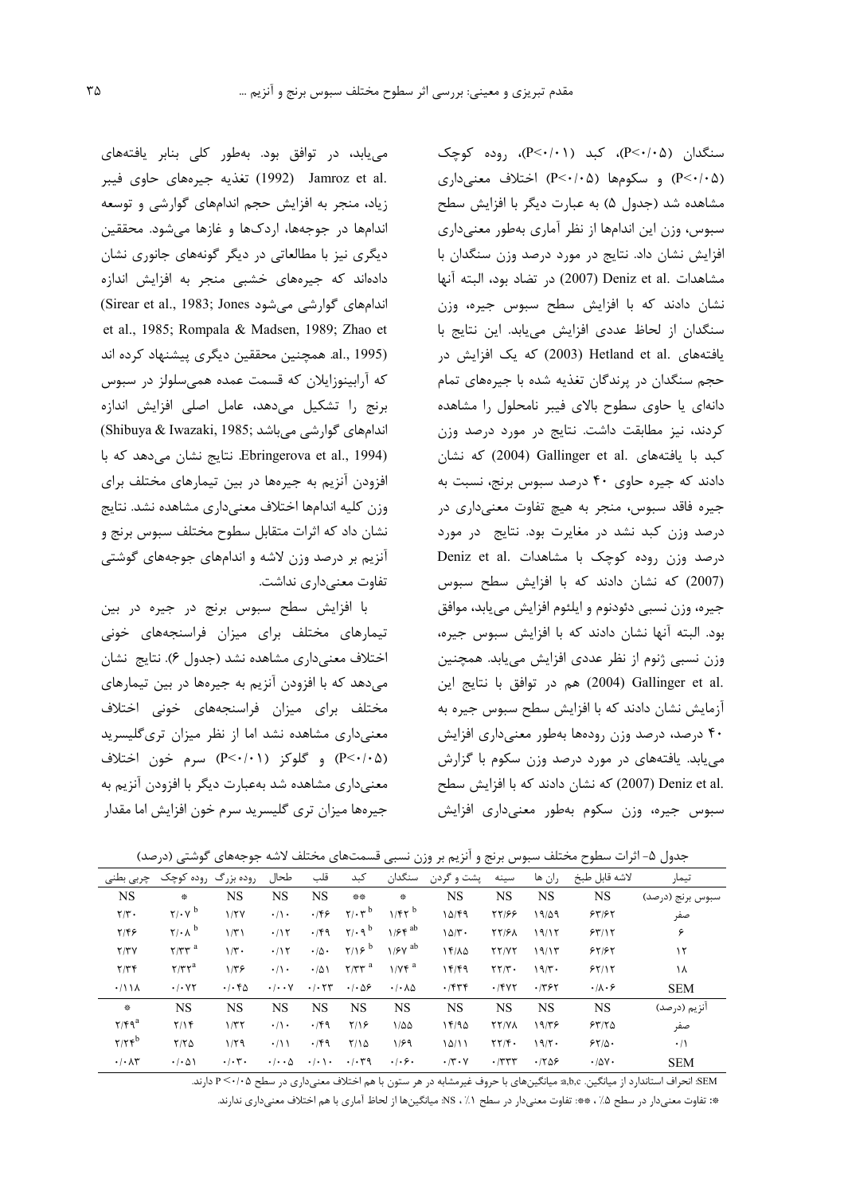سنگدان (P<۰/۰۵)، کبد (P<۰/۰۱)، روده کوچک (P<۰/۰۵) و سکوم‌ها (P<۰/۰۵) اختلاف معنی‌داری مشاهده شد (جدول ۵) به عبارت دیگر با افزایش سطح سبوس، وزن این اندام‌ها از نظر آماری به‌طور معنی‌داری افزایش نشان داد. نتایج در مورد درصد وزن سنگدان با مشاهدات .Deniz et al (2007) در تضاد بود، البته آنها نشان دادند که با افزایش سطح سبوس جیره، وزن سنگدان از لحاظ عددی افزایش می‌یابد. این نتایج با یافته‌های .Hetland et al (2003) که یک افزایش در حجم سنگدان در پرندگان تغذیه شده با جیره‌های تمام دانه‌ای یا حاوی سطوح بالای فیبر نامحلول را مشاهده کردند، نیز مطابقت داشت. نتایج در مورد درصد وزن کبد با یافته‌های .Gallinger et al (2004) که نشان دادند که جیره حاوی ۴۰ درصد سبوس برنج، نسبت به جیره فاقد سبوس، منجر به هیچ تفاوت معنی‌داری در درصد وزن کبد نشد در مغایرت بود. نتایج در مورد درصد وزن روده کوچک با مشاهدات .Deniz et al (2007) که نشان دادند که با افزایش سطح سبوس جیره، وزن نسبی دئودنوم و ایلئوم افزایش می‌یابد، موافق بود. البته آنها نشان دادند که با افزایش سبوس جیره، وزن نسبی ژنوم از نظر عددی افزایش می‌یابد. همچنین .Gallinger et al (2004) هم در توافق با نتایج این آزمایش نشان دادند که با افزایش سطح سبوس جیره به ۴۰ درصد، درصد وزن روده‌ها به‌طور معنی‌داری افزایش می‌یابد. یافته‌های در مورد درصد وزن سکوم با گزارش .Deniz et al (2007) که نشان دادند که با افزایش سطح سبوس جیره، وزن سکوم به‌طور معنی‌داری افزایش می‌یابد، در توافق بود. به‌طور کلی بنابر یافته‌های .Jamroz et al (1992) تغذیه جیره‌های حاوی فیبر زیاد، منجر به افزایش حجم اندام‌های گوارشی و توسعه اندام‌ها در جوجه‌ها، اردک‌ها و غازها می‌شود. محققین دیگری نیز با مطالعاتی در دیگر گونه‌های جانوری نشان داده‌اند که جیره‌های خشبی منجر به افزایش اندازه اندام‌های گوارشی می‌شود (Sirear et al., 1983; Jones et al., 1985; Rompala & Madsen, 1989; Zhao et al., 1995). همچنین محققین دیگری پیشنهاد کرده اند که آرابینوزایلان که قسمت عمده همی‌سلولز در سبوس برنج را تشکیل می‌دهد، عامل اصلی افزایش اندازه اندام‌های گوارشی می‌باشد (Shibuya & Iwazaki, 1985; Ebringerova et al., 1994). نتایج نشان می‌دهد که با افزودن آنزیم به جیره‌ها در بین تیمارهای مختلف برای وزن کلیه اندام‌ها اختلاف معنی‌داری مشاهده نشد. نتایج نشان داد که اثرات متقابل سطوح مختلف سبوس برنج و آنزیم بر درصد وزن لاشه و اندام‌های جوجه‌های گوشتی تفاوت معنی‌داری نداشت.

با افزایش سطح سبوس برنج در جیره در بین تیمارهای مختلف برای میزان فراسنجه‌های خونی اختلاف معنی‌داری مشاهده نشد (جدول ۶). نتایج نشان می‌دهد که با افزودن آنزیم به جیره‌ها در بین تیمارهای مختلف برای میزان فراسنجه‌های خونی اختلاف معنی‌داری مشاهده نشد اما از نظر میزان تری‌گلیسرید (P<۰/۰۵) و گلوکز (P<۰/۰۱) سرم خون اختلاف معنی‌داری مشاهده شد به‌عبارت دیگر با افزودن آنزیم به جیره‌ها میزان تری گلیسرید سرم خون افزایش اما مقدار

جدول ۵- اثرات سطوح مختلف سبوس برنج و آنزیم بر وزن نسبی قسمت‌های مختلف لاشه جوجه‌های گوشتی (درصد)

| تیمار | لاشه قابل طبخ | ران ها | سینه | پشت و گردن | سنگدان | کبد | قلب | طحال | روده بزرگ | روده کوچک | چربی بطنی |
|---|---|---|---|---|---|---|---|---|---|---|---|
| سبوس برنج (درصد) | NS | NS | NS | NS | * | ** | NS | NS | NS | * | NS |
| صفر | ۶۳/۶۲ | ۱۹/۵۹ | ۲۲/۶۶ | ۱۵/۴۹ | ۱/۴۲ [b] | ۲/۰۳ [b] | ۰/۴۶ | ۰/۱۰ | ۱/۲۷ | ۲/۰۷ [b] | ۲/۳۰ |
| ۶ | ۶۳/۱۲ | ۱۹/۱۲ | ۲۲/۶۸ | ۱۵/۳۰ | ۱/۶۴ [ab] | ۲/۰۹ [b] | ۰/۴۹ | ۰/۱۲ | ۱/۳۱ | ۲/۰۸ [b] | ۲/۴۶ |
| ۱۲ | ۶۲/۶۲ | ۱۹/۱۳ | ۲۲/۷۲ | ۱۴/۸۵ | ۱/۶۷ [ab] | ۲/۱۶ [b] | ۰/۵۰ | ۰/۱۲ | ۱/۳۰ | ۲/۳۳ [a] | ۲/۳۷ |
| ۱۸ | ۶۲/۱۲ | ۱۹/۳۰ | ۲۲/۳۰ | ۱۴/۴۹ | ۱/۷۴ [a] | ۲/۳۳ [a] | ۰/۵۱ | ۰/۱۰ | ۱/۳۶ | ۲/۳۲ [a] | ۲/۳۴ |
| SEM | ۰/۸۰۶ | ۰/۳۶۲ | ۰/۴۷۲ | ۰/۴۳۴ | ۰/۰۸۵ | ۰/۰۵۶ | ۰/۰۲۳ | ۰/۰۰۷ | ۰/۰۴۵ | ۰/۰۷۲ | ۰/۱۱۸ |
| آنزیم (درصد) | NS | NS | NS | NS | NS | NS | NS | NS | NS | NS | * |
| صفر | ۶۳/۲۵ | ۱۹/۳۶ | ۲۲/۷۸ | ۱۴/۹۵ | ۱/۵۵ | ۲/۱۶ | ۰/۴۹ | ۰/۱۰ | ۱/۳۲ | ۲/۱۴ | ۲/۴۹ [a] |
| ۰/۱ | ۶۲/۵۰ | ۱۹/۲۰ | ۲۲/۴۰ | ۱۵/۱۱ | ۱/۶۹ | ۲/۱۵ | ۰/۴۹ | ۰/۱۱ | ۱/۲۹ | ۲/۲۵ | ۲/۲۴ [b] |
| SEM | ۰/۵۷۰ | ۰/۲۵۶ | ۰/۳۳۳ | ۰/۳۰۷ | ۰/۰۶۰ | ۰/۰۳۹ | ۰/۰۱۰ | ۰/۰۰۵ | ۰/۰۳۰ | ۰/۰۵۱ | ۰/۰۸۳ |

SEM: انحراف استاندارد از میانگین. a,b,c: میانگین‌های با حروف غیرمشابه در هر ستون با هم اختلاف معنی‌داری در سطح P <۰/۰۵ دارند.

*: تفاوت معنی‌دار در سطح ۵٪ ، **: تفاوت معنی‌دار در سطح ۱٪ ، NS: میانگین‌ها از لحاظ آماری با هم اختلاف معنی‌داری ندارند.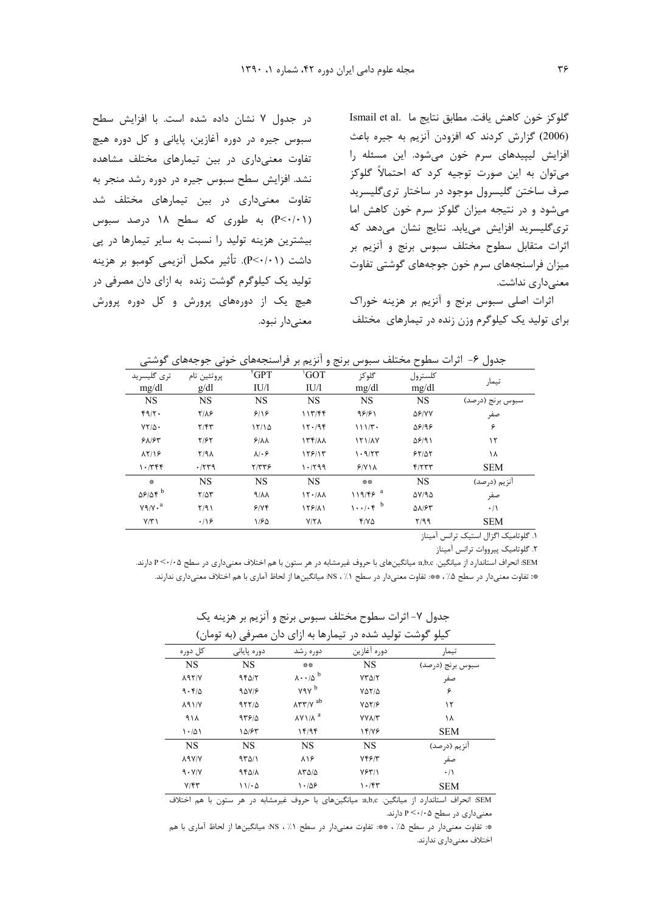گلوکز خون کاهش یافت. مطابق نتایج ما .Ismail et al (2006) گزارش کردند که افزودن آنزیم به جیره باعث افزایش لیپیدهای سرم خون می‌شود. این مسئله را می‌توان به این صورت توجیه کرد که احتمالاً گلوکز صرف ساختن گلیسرول موجود در ساختار تری‌گلیسرید می‌شود و در نتیجه میزان گلوکز سرم خون کاهش اما تری‌گلیسرید افزایش می‌یابد. نتایج نشان می‌دهد که اثرات متقابل سطوح مختلف سبوس برنج و آنزیم بر میزان فراسنجه‌های سرم خون جوجه‌های گوشتی تفاوت معنی‌داری نداشت.

اثرات اصلی سبوس برنج و آنزیم بر هزینه خوراک برای تولید یک کیلوگرم وزن زنده در تیمارهای مختلف در جدول ۷ نشان داده شده است. با افزایش سطح سبوس جیره در دوره آغازین، پایانی و کل دوره هیچ تفاوت معنی‌داری در بین تیمارهای مختلف مشاهده نشد. افزایش سطح سبوس جیره در دوره رشد منجر به تفاوت معنی‌داری در بین تیمارهای مختلف شد (P<۰/۰۱) به طوری که سطح ۱۸ درصد سبوس بیشترین هزینه تولید را نسبت به سایر تیمارها در پی داشت (P<۰/۰۱). تأثیر مکمل آنزیمی کومبو بر هزینه تولید یک کیلوگرم گوشت زنده به ازای دان مصرفی در هیچ یک از دوره‌های پرورش و کل دوره پرورش معنی‌دار نبود.

جدول ۶- اثرات سطوح مختلف سبوس برنج و آنزیم بر فراسنجه‌های خونی جوجه‌های گوشتی

| تیمار | کلسترول mg/dl | گلوکز mg/dl | GOT[1] IU/l | GPT[2] IU/l | پروتئین تام g/dl | تری گلیسرید mg/dl |
|---|---|---|---|---|---|---|
| سبوس برنج (درصد) | NS | NS | NS | NS | NS | NS |
| صفر | ۵۶/۷۷ | ۹۶/۶۱ | ۱۱۳/۴۴ | ۶/۱۶ | ۲/۸۶ | ۴۹/۲۰ |
| ۶ | ۵۶/۹۶ | ۱۱۱/۳۰ | ۱۲۰/۹۴ | ۱۲/۱۵ | ۲/۴۳ | ۷۲/۵۰ |
| ۱۲ | ۵۶/۹۱ | ۱۲۱/۸۷ | ۱۳۴/۸۸ | ۶/۸۸ | ۲/۶۲ | ۶۸/۶۳ |
| ۱۸ | ۶۲/۵۲ | ۱۰۹/۲۳ | ۱۲۶/۱۳ | ۸/۰۶ | ۲/۹۸ | ۸۲/۱۶ |
| SEM | ۴/۲۳۳ | ۶/۷۱۸ | ۱۰/۲۹۹ | ۲/۳۳۶ | ۰/۲۳۹ | ۱۰/۳۴۴ |
| آنزیم (درصد) | NS | ** | NS | NS | NS | * |
| صفر | ۵۷/۹۵ | ۱۱۹/۴۶ [a] | ۱۲۰/۸۸ | ۹/۸۸ | ۲/۵۳ | ۵۶/۵۴ [b] |
| ۰/۱ | ۵۸/۶۳ | ۱۰۰/۰۴ [b] | ۱۲۶/۸۱ | ۶/۷۴ | ۲/۹۱ | ۷۹/۷۰ [a] |
| SEM | ۲/۹۹ | ۴/۷۵ | ۷/۲۸ | ۱/۶۵ | ۰/۱۶ | ۷/۳۱ |

۱. گلوتامیک اگزال استیک ترانس آمیناز

۲. گلوتامیک پیرووات ترانس آمیناز

SEM: انحراف استاندارد از میانگین. a,b,c: میانگین‌های با حروف غیرمشابه در هر ستون با هم اختلاف معنی‌داری در سطح P <۰/۰۵ دارند.

*: تفاوت معنی‌دار در سطح ۵٪ ، **: تفاوت معنی‌دار در سطح ۱٪ ، NS: میانگین‌ها از لحاظ آماری با هم اختلاف معنی‌داری ندارند.

جدول ۷- اثرات سطوح مختلف سبوس برنج و آنزیم بر هزینه یک کیلو گوشت تولید شده در تیمارها به ازای دان مصرفی (به تومان)

| تیمار | دوره آغازین | دوره رشد | دوره پایانی | کل دوره |
|---|---|---|---|---|
| سبوس برنج (درصد) | NS | ** | NS | NS |
| صفر | ۷۳۵/۲ | ۸۰۰/۵ [b] | ۹۴۵/۲ | ۸۹۲/۷ |
| ۶ | ۷۵۲/۵ | ۷۹۷ [b] | ۹۵۷/۶ | ۹۰۴/۵ |
| ۱۲ | ۷۵۲/۶ | ۸۳۳/۷ [ab] | ۹۲۲/۵ | ۸۹۱/۷ |
| ۱۸ | ۷۷۸/۳ | ۸۷۱/۸ [a] | ۹۳۶/۵ | ۹۱۸ |
| SEM | ۱۴/۷۶ | ۱۴/۹۴ | ۱۵/۶۳ | ۱۰/۵۱ |
| آنزیم (درصد) | NS | NS | NS | NS |
| صفر | ۷۴۶/۳ | ۸۱۶ | ۹۳۵/۱ | ۸۹۷/۷ |
| ۰/۱ | ۷۶۳/۱ | ۸۳۵/۵ | ۹۴۵/۸ | ۹۰۷/۷ |
| SEM | ۱۰/۴۳ | ۱۰/۵۶ | ۱۱/۰۵ | ۷/۴۳ |

SEM: انحراف استاندارد از میانگین. a,b,c: میانگین‌های با حروف غیرمشابه در هر ستون با هم اختلاف معنی‌داری در سطح P <۰/۰۵ دارند.

*: تفاوت معنی‌دار در سطح ۵٪ ، **: تفاوت معنی‌دار در سطح ۱٪ ، NS: میانگین‌ها از لحاظ آماری با هم اختلاف معنی‌داری ندارند.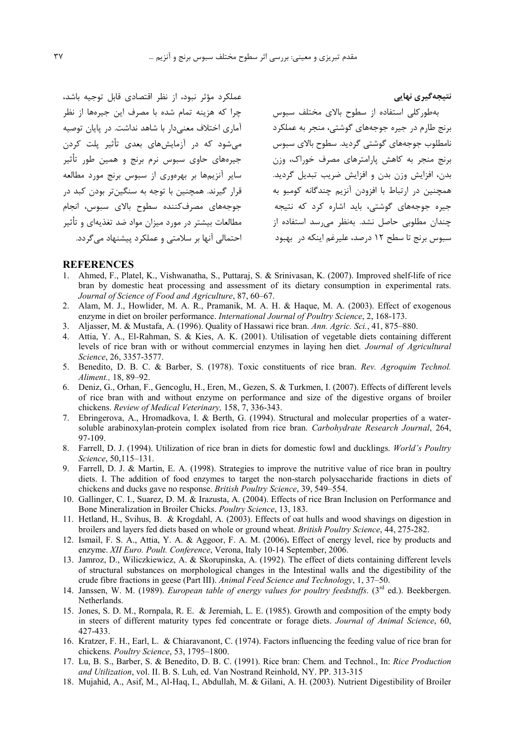## نتیجه‌گیری نهایی

به‌طورکلی استفاده از سطوح بالای مختلف سبوس برنج طارم در جیره جوجه‌های گوشتی، منجر به عملکرد نامطلوب جوجه‌های گوشتی گردید. سطوح بالای سبوس برنج منجر به کاهش پارامترهای مصرف خوراک، وزن بدن، افزایش وزن بدن و افزایش ضریب تبدیل گردید. همچنین در ارتباط با افزودن آنزیم چندگانه کومبو به جیره جوجه‌های گوشتی، باید اشاره کرد که نتیجه چندان مطلوبی حاصل نشد. به‌نظر می‌رسد استفاده از سبوس برنج تا سطح ۱۲ درصد، علیرغم اینکه در بهبود عملکرد مؤثر نبود، از نظر اقتصادی قابل توجیه باشد، چرا که هزینه تمام شده با مصرف این جیره‌ها از نظر آماری اختلاف معنی‌دار با شاهد نداشت. در پایان توصیه می‌شود که در آزمایش‌های بعدی تأثیر پلت کردن جیره‌های حاوی سبوس نرم برنج و همین طور تأثیر سایر آنزیم‌ها بر بهره‌وری از سبوس برنج مورد مطالعه قرار گیرند. همچنین با توجه به سنگین‌تر بودن کبد در جوجه‌های مصرف‌کننده سطوح بالای سبوس، انجام مطالعات بیشتر در مورد میزان مواد ضد تغذیه‌ای و تأثیر احتمالی آنها بر سلامتی و عملکرد پیشنهاد می‌گردد.

## REFERENCES

1. Ahmed, F., Platel, K., Vishwanatha, S., Puttaraj, S. & Srinivasan, K. (2007). Improved shelf-life of rice bran by domestic heat processing and assessment of its dietary consumption in experimental rats. *Journal of Science of Food and Agriculture*, 87, 60–67.
2. Alam, M. J., Howlider, M. A. R., Pramanik, M. A. H. & Haque, M. A. (2003). Effect of exogenous enzyme in diet on broiler performance. *International Journal of Poultry Science*, 2, 168-173.
3. Aljasser, M. & Mustafa, A. (1996). Quality of Hassawi rice bran. *Ann. Agric. Sci.*, 41, 875–880.
4. Attia, Y. A., El-Rahman, S. & Kies, A. K. (2001). Utilisation of vegetable diets containing different levels of rice bran with or without commercial enzymes in laying hen diet*. Journal of Agricultural Science*, 26, 3357-3577.
5. Benedito, D. B. C. & Barber, S. (1978). Toxic constituents of rice bran. *Rev. Agroquim Technol. Aliment.,* 18, 89–92.
6. Deniz, G., Orhan, F., Gencoglu, H., Eren, M., Gezen, S. & Turkmen, I. (2007). Effects of different levels of rice bran with and without enzyme on performance and size of the digestive organs of broiler chickens. *Review of Medical Veterinary,* 158, 7, 336-343.
7. Ebringerova, A., Hromadkova, I. & Berth, G. (1994). Structural and molecular properties of a water-soluble arabinoxylan-protein complex isolated from rice bran. *Carbohydrate Research Journal*, 264, 97-109.
8. Farrell, D. J. (1994). Utilization of rice bran in diets for domestic fowl and ducklings. *World's Poultry Science*, 50,115–131.
9. Farrell, D. J. & Martin, E. A. (1998). Strategies to improve the nutritive value of rice bran in poultry diets. I. The addition of food enzymes to target the non-starch polysaccharide fractions in diets of chickens and ducks gave no response. *British Poultry Science*, 39, 549–554.
10. Gallinger, C. I., Suarez, D. M. & Irazusta, A. (2004). Effects of rice Bran Inclusion on Performance and Bone Mineralization in Broiler Chicks. *Poultry Science*, 13, 183.
11. Hetland, H., Svihus, B. & Krogdahl, A. (2003). Effects of oat hulls and wood shavings on digestion in broilers and layers fed diets based on whole or ground wheat. *British Poultry Science*, 44, 275-282.
12. Ismail, F. S. A., Attia, Y. A. & Aggoor, F. A. M. (2006)**.** Effect of energy level, rice by products and enzyme. *XII Euro. Poult. Conference*, Verona, Italy 10-14 September, 2006.
13. Jamroz, D., Wiliczkiewicz, A. & Skorupinska, A. (1992). The effect of diets containing different levels of structural substances on morphological changes in the Intestinal walls and the digestibility of the crude fibre fractions in geese (Part III). *Animal Feed Science and Technology*, 1, 37–50.
14. Janssen, W. M. (1989). *European table of energy values for poultry feedstuffs*. (3rd ed.). Beekbergen. Netherlands.
15. Jones, S. D. M., Rornpala, R. E. & Jeremiah, L. E. (1985). Growth and composition of the empty body in steers of different maturity types fed concentrate or forage diets. *Journal of Animal Science*, 60, 427-433.
16. Kratzer, F. H., Earl, L. & Chiaravanont, C. (1974). Factors influencing the feeding value of rice bran for chickens. *Poultry Science*, 53, 1795–1800.
17. Lu, B. S., Barber, S. & Benedito, D. B. C. (1991). Rice bran: Chem. and Technol., In: *Rice Production and Utilization*, vol. II. B. S. Luh, ed. Van Nostrand Reinhold, NY. PP. 313-315
18. Mujahid, A., Asif, M., Al-Haq, I., Abdullah, M. & Gilani, A. H. (2003). Nutrient Digestibility of Broiler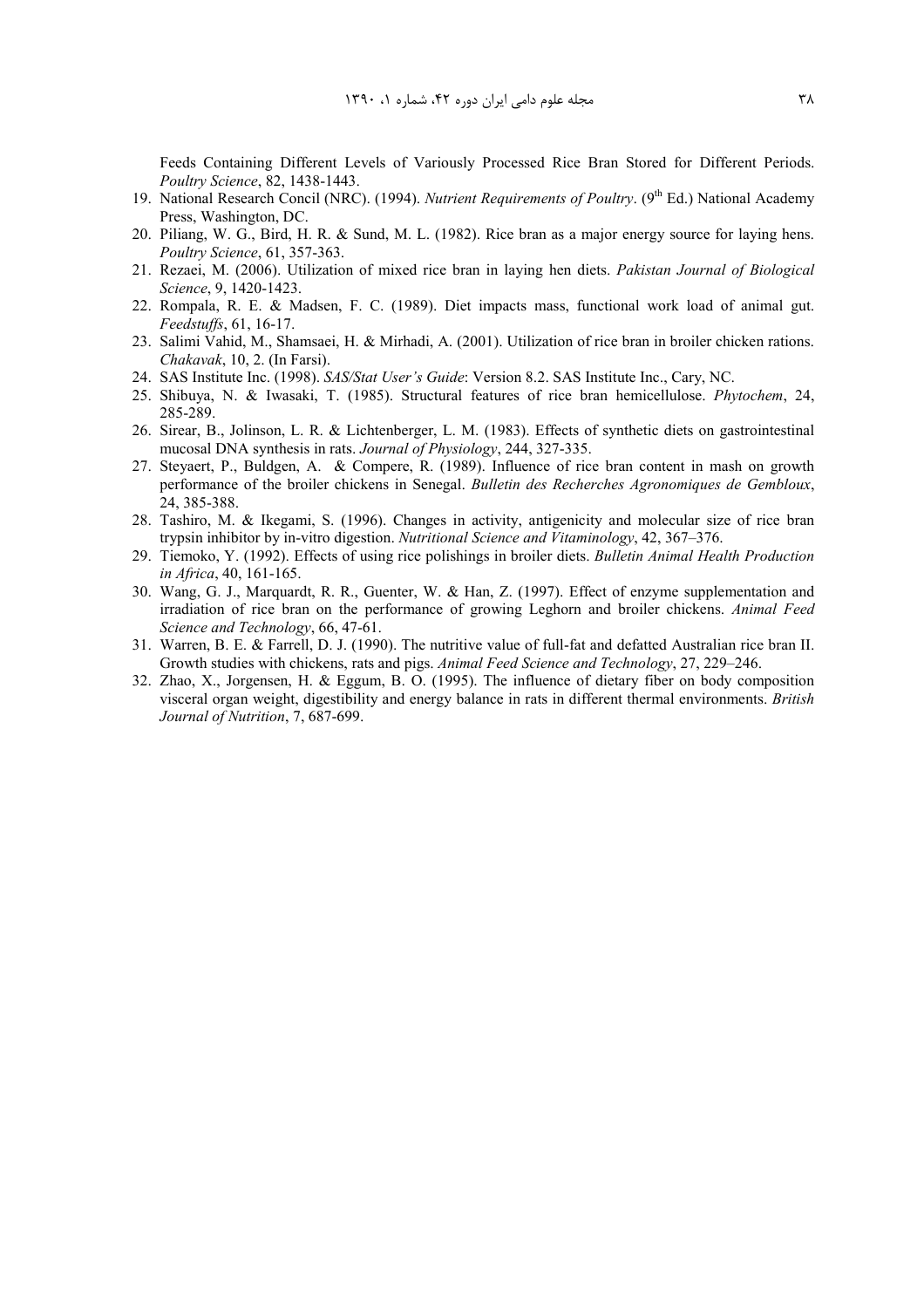Feeds Containing Different Levels of Variously Processed Rice Bran Stored for Different Periods. *Poultry Science*, 82, 1438-1443.

19. National Research Concil (NRC). (1994). *Nutrient Requirements of Poultry*. (9th Ed.) National Academy Press, Washington, DC.
20. Piliang, W. G., Bird, H. R. & Sund, M. L. (1982). Rice bran as a major energy source for laying hens. *Poultry Science*, 61, 357-363.
21. Rezaei, M. (2006). Utilization of mixed rice bran in laying hen diets. *Pakistan Journal of Biological Science*, 9, 1420-1423.
22. Rompala, R. E. & Madsen, F. C. (1989). Diet impacts mass, functional work load of animal gut. *Feedstuffs*, 61, 16-17.
23. Salimi Vahid, M., Shamsaei, H. & Mirhadi, A. (2001). Utilization of rice bran in broiler chicken rations. *Chakavak*, 10, 2. (In Farsi).
24. SAS Institute Inc. (1998). *SAS/Stat User's Guide*: Version 8.2. SAS Institute Inc., Cary, NC.
25. Shibuya, N. & Iwasaki, T. (1985). Structural features of rice bran hemicellulose. *Phytochem*, 24, 285-289.
26. Sirear, B., Jolinson, L. R. & Lichtenberger, L. M. (1983). Effects of synthetic diets on gastrointestinal mucosal DNA synthesis in rats. *Journal of Physiology*, 244, 327-335.
27. Steyaert, P., Buldgen, A. & Compere, R. (1989). Influence of rice bran content in mash on growth performance of the broiler chickens in Senegal. *Bulletin des Recherches Agronomiques de Gembloux*, 24, 385-388.
28. Tashiro, M. & Ikegami, S. (1996). Changes in activity, antigenicity and molecular size of rice bran trypsin inhibitor by in-vitro digestion. *Nutritional Science and Vitaminology*, 42, 367–376.
29. Tiemoko, Y. (1992). Effects of using rice polishings in broiler diets. *Bulletin Animal Health Production in Africa*, 40, 161-165.
30. Wang, G. J., Marquardt, R. R., Guenter, W. & Han, Z. (1997). Effect of enzyme supplementation and irradiation of rice bran on the performance of growing Leghorn and broiler chickens. *Animal Feed Science and Technology*, 66, 47-61.
31. Warren, B. E. & Farrell, D. J. (1990). The nutritive value of full-fat and defatted Australian rice bran II. Growth studies with chickens, rats and pigs. *Animal Feed Science and Technology*, 27, 229–246.
32. Zhao, X., Jorgensen, H. & Eggum, B. O. (1995). The influence of dietary fiber on body composition visceral organ weight, digestibility and energy balance in rats in different thermal environments. *British Journal of Nutrition*, 7, 687-699.